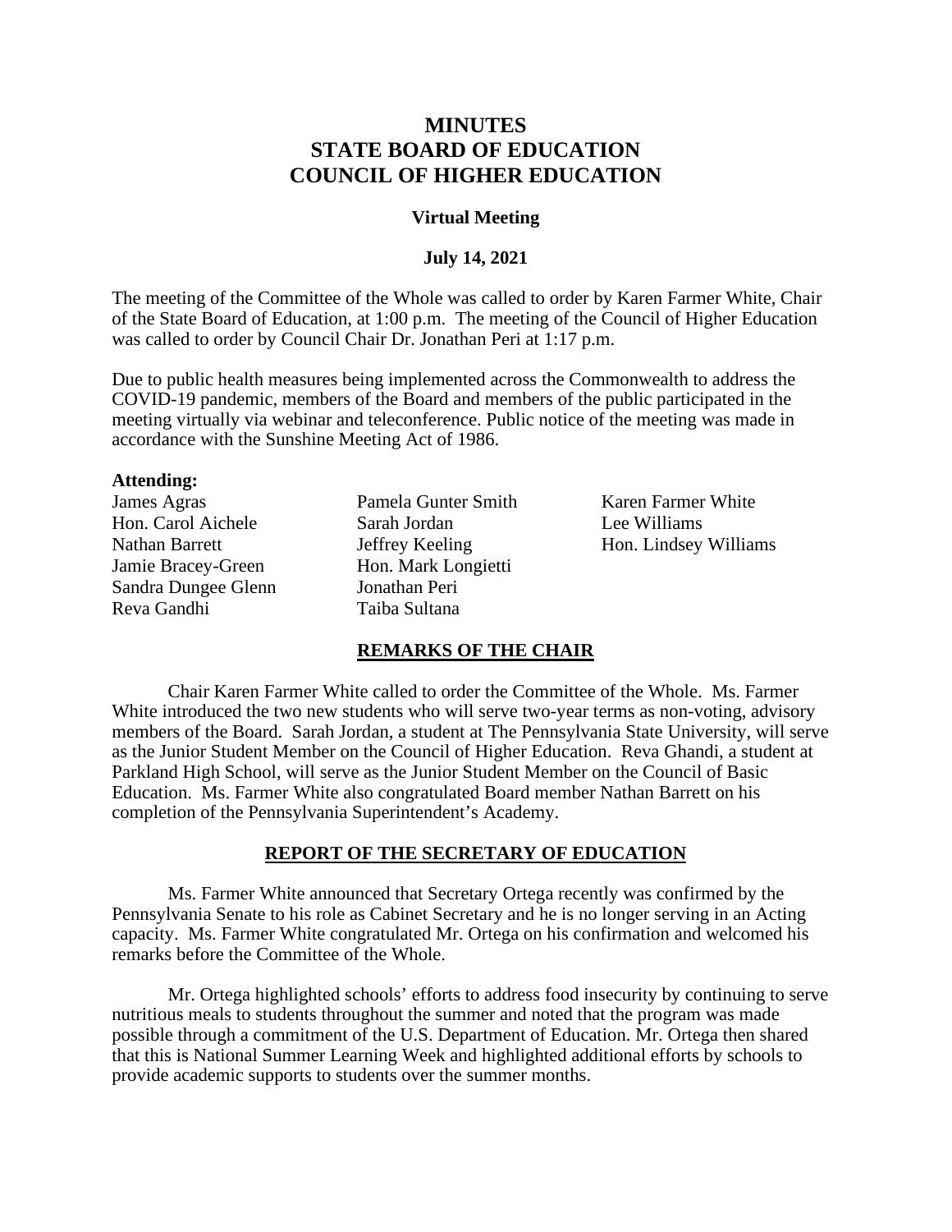# MINUTES
# STATE BOARD OF EDUCATION
# COUNCIL OF HIGHER EDUCATION

**Virtual Meeting**

**July 14, 2021**

The meeting of the Committee of the Whole was called to order by Karen Farmer White, Chair of the State Board of Education, at 1:00 p.m. The meeting of the Council of Higher Education was called to order by Council Chair Dr. Jonathan Peri at 1:17 p.m.

Due to public health measures being implemented across the Commonwealth to address the COVID-19 pandemic, members of the Board and members of the public participated in the meeting virtually via webinar and teleconference. Public notice of the meeting was made in accordance with the Sunshine Meeting Act of 1986.

**Attending:**

James Agras
Hon. Carol Aichele
Nathan Barrett
Jamie Bracey-Green
Sandra Dungee Glenn
Reva Gandhi
Pamela Gunter Smith
Sarah Jordan
Jeffrey Keeling
Hon. Mark Longietti
Jonathan Peri
Taiba Sultana
Karen Farmer White
Lee Williams
Hon. Lindsey Williams

## REMARKS OF THE CHAIR

Chair Karen Farmer White called to order the Committee of the Whole. Ms. Farmer White introduced the two new students who will serve two-year terms as non-voting, advisory members of the Board. Sarah Jordan, a student at The Pennsylvania State University, will serve as the Junior Student Member on the Council of Higher Education. Reva Ghandi, a student at Parkland High School, will serve as the Junior Student Member on the Council of Basic Education. Ms. Farmer White also congratulated Board member Nathan Barrett on his completion of the Pennsylvania Superintendent's Academy.

## REPORT OF THE SECRETARY OF EDUCATION

Ms. Farmer White announced that Secretary Ortega recently was confirmed by the Pennsylvania Senate to his role as Cabinet Secretary and he is no longer serving in an Acting capacity. Ms. Farmer White congratulated Mr. Ortega on his confirmation and welcomed his remarks before the Committee of the Whole.

Mr. Ortega highlighted schools' efforts to address food insecurity by continuing to serve nutritious meals to students throughout the summer and noted that the program was made possible through a commitment of the U.S. Department of Education. Mr. Ortega then shared that this is National Summer Learning Week and highlighted additional efforts by schools to provide academic supports to students over the summer months.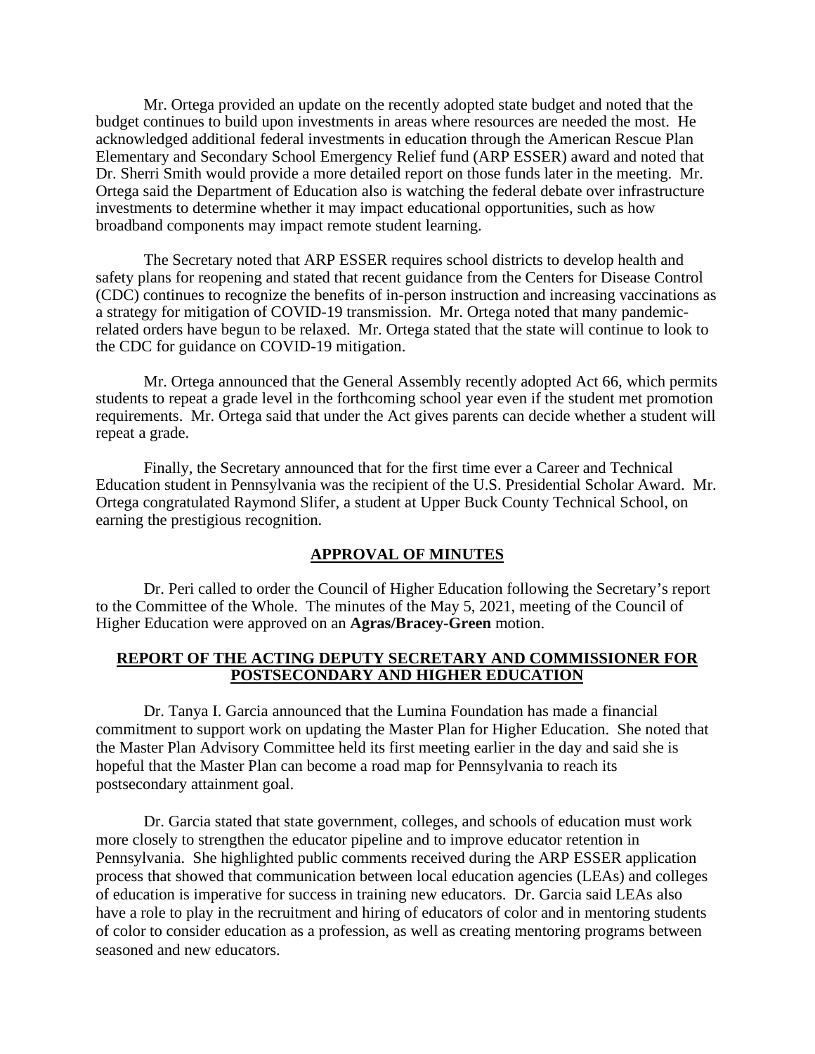Mr. Ortega provided an update on the recently adopted state budget and noted that the budget continues to build upon investments in areas where resources are needed the most. He acknowledged additional federal investments in education through the American Rescue Plan Elementary and Secondary School Emergency Relief fund (ARP ESSER) award and noted that Dr. Sherri Smith would provide a more detailed report on those funds later in the meeting. Mr. Ortega said the Department of Education also is watching the federal debate over infrastructure investments to determine whether it may impact educational opportunities, such as how broadband components may impact remote student learning.

The Secretary noted that ARP ESSER requires school districts to develop health and safety plans for reopening and stated that recent guidance from the Centers for Disease Control (CDC) continues to recognize the benefits of in-person instruction and increasing vaccinations as a strategy for mitigation of COVID-19 transmission. Mr. Ortega noted that many pandemic-related orders have begun to be relaxed. Mr. Ortega stated that the state will continue to look to the CDC for guidance on COVID-19 mitigation.

Mr. Ortega announced that the General Assembly recently adopted Act 66, which permits students to repeat a grade level in the forthcoming school year even if the student met promotion requirements. Mr. Ortega said that under the Act gives parents can decide whether a student will repeat a grade.

Finally, the Secretary announced that for the first time ever a Career and Technical Education student in Pennsylvania was the recipient of the U.S. Presidential Scholar Award. Mr. Ortega congratulated Raymond Slifer, a student at Upper Buck County Technical School, on earning the prestigious recognition.

## APPROVAL OF MINUTES

Dr. Peri called to order the Council of Higher Education following the Secretary's report to the Committee of the Whole. The minutes of the May 5, 2021, meeting of the Council of Higher Education were approved on an **Agras/Bracey-Green** motion.

## REPORT OF THE ACTING DEPUTY SECRETARY AND COMMISSIONER FOR POSTSECONDARY AND HIGHER EDUCATION

Dr. Tanya I. Garcia announced that the Lumina Foundation has made a financial commitment to support work on updating the Master Plan for Higher Education. She noted that the Master Plan Advisory Committee held its first meeting earlier in the day and said she is hopeful that the Master Plan can become a road map for Pennsylvania to reach its postsecondary attainment goal.

Dr. Garcia stated that state government, colleges, and schools of education must work more closely to strengthen the educator pipeline and to improve educator retention in Pennsylvania. She highlighted public comments received during the ARP ESSER application process that showed that communication between local education agencies (LEAs) and colleges of education is imperative for success in training new educators. Dr. Garcia said LEAs also have a role to play in the recruitment and hiring of educators of color and in mentoring students of color to consider education as a profession, as well as creating mentoring programs between seasoned and new educators.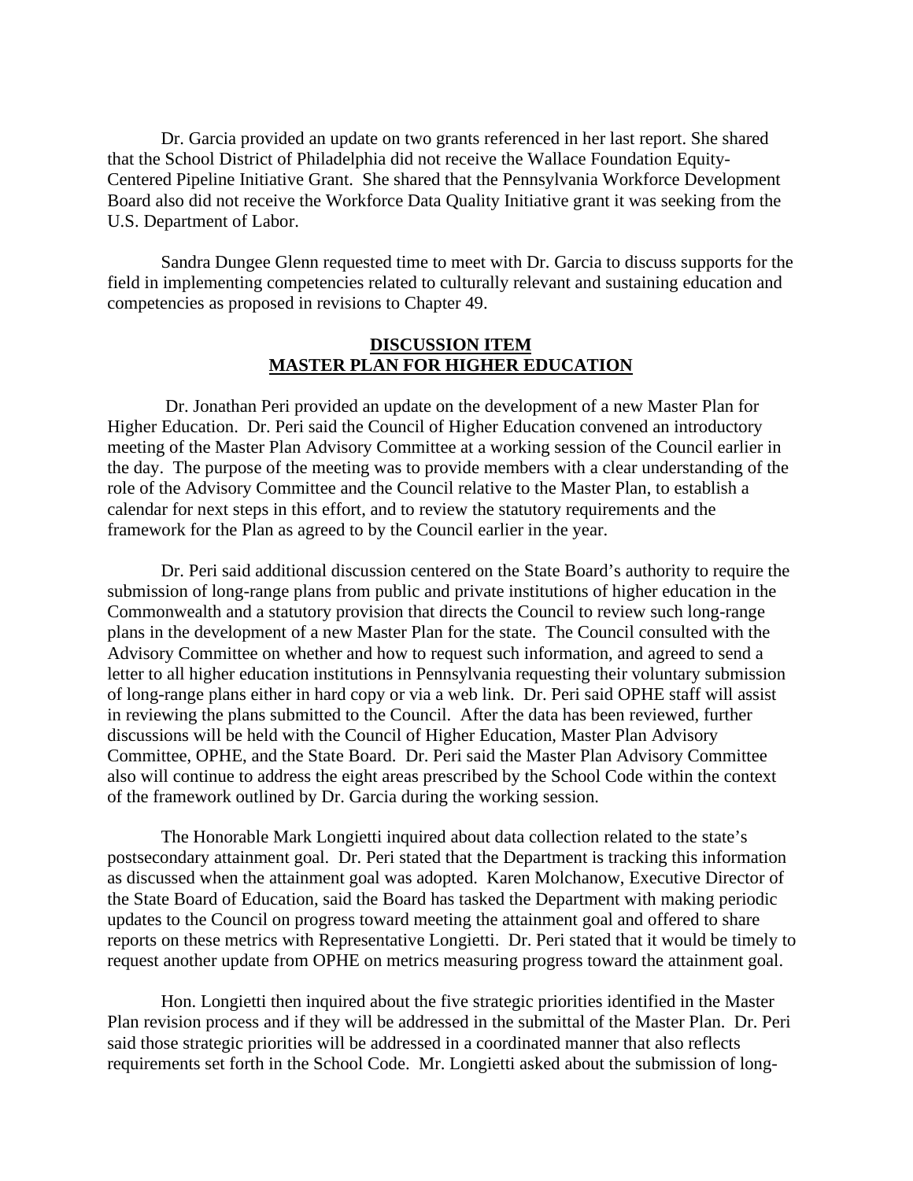Dr. Garcia provided an update on two grants referenced in her last report. She shared that the School District of Philadelphia did not receive the Wallace Foundation Equity-Centered Pipeline Initiative Grant. She shared that the Pennsylvania Workforce Development Board also did not receive the Workforce Data Quality Initiative grant it was seeking from the U.S. Department of Labor.

Sandra Dungee Glenn requested time to meet with Dr. Garcia to discuss supports for the field in implementing competencies related to culturally relevant and sustaining education and competencies as proposed in revisions to Chapter 49.

## DISCUSSION ITEM
## MASTER PLAN FOR HIGHER EDUCATION

Dr. Jonathan Peri provided an update on the development of a new Master Plan for Higher Education. Dr. Peri said the Council of Higher Education convened an introductory meeting of the Master Plan Advisory Committee at a working session of the Council earlier in the day. The purpose of the meeting was to provide members with a clear understanding of the role of the Advisory Committee and the Council relative to the Master Plan, to establish a calendar for next steps in this effort, and to review the statutory requirements and the framework for the Plan as agreed to by the Council earlier in the year.

Dr. Peri said additional discussion centered on the State Board's authority to require the submission of long-range plans from public and private institutions of higher education in the Commonwealth and a statutory provision that directs the Council to review such long-range plans in the development of a new Master Plan for the state. The Council consulted with the Advisory Committee on whether and how to request such information, and agreed to send a letter to all higher education institutions in Pennsylvania requesting their voluntary submission of long-range plans either in hard copy or via a web link. Dr. Peri said OPHE staff will assist in reviewing the plans submitted to the Council. After the data has been reviewed, further discussions will be held with the Council of Higher Education, Master Plan Advisory Committee, OPHE, and the State Board. Dr. Peri said the Master Plan Advisory Committee also will continue to address the eight areas prescribed by the School Code within the context of the framework outlined by Dr. Garcia during the working session.

The Honorable Mark Longietti inquired about data collection related to the state's postsecondary attainment goal. Dr. Peri stated that the Department is tracking this information as discussed when the attainment goal was adopted. Karen Molchanow, Executive Director of the State Board of Education, said the Board has tasked the Department with making periodic updates to the Council on progress toward meeting the attainment goal and offered to share reports on these metrics with Representative Longietti. Dr. Peri stated that it would be timely to request another update from OPHE on metrics measuring progress toward the attainment goal.

Hon. Longietti then inquired about the five strategic priorities identified in the Master Plan revision process and if they will be addressed in the submittal of the Master Plan. Dr. Peri said those strategic priorities will be addressed in a coordinated manner that also reflects requirements set forth in the School Code. Mr. Longietti asked about the submission of long-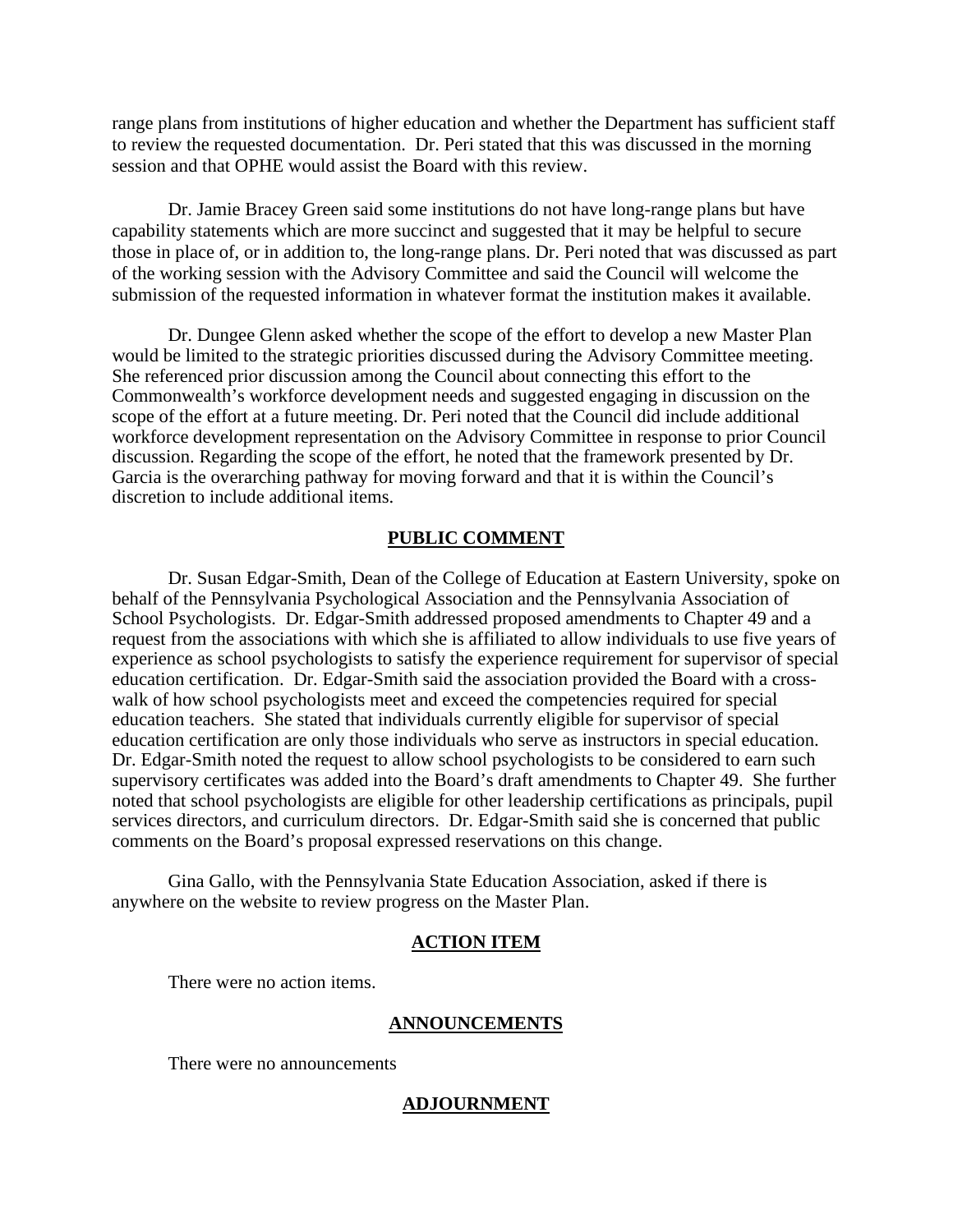range plans from institutions of higher education and whether the Department has sufficient staff to review the requested documentation. Dr. Peri stated that this was discussed in the morning session and that OPHE would assist the Board with this review.

Dr. Jamie Bracey Green said some institutions do not have long-range plans but have capability statements which are more succinct and suggested that it may be helpful to secure those in place of, or in addition to, the long-range plans. Dr. Peri noted that was discussed as part of the working session with the Advisory Committee and said the Council will welcome the submission of the requested information in whatever format the institution makes it available.

Dr. Dungee Glenn asked whether the scope of the effort to develop a new Master Plan would be limited to the strategic priorities discussed during the Advisory Committee meeting. She referenced prior discussion among the Council about connecting this effort to the Commonwealth's workforce development needs and suggested engaging in discussion on the scope of the effort at a future meeting. Dr. Peri noted that the Council did include additional workforce development representation on the Advisory Committee in response to prior Council discussion. Regarding the scope of the effort, he noted that the framework presented by Dr. Garcia is the overarching pathway for moving forward and that it is within the Council's discretion to include additional items.

## PUBLIC COMMENT

Dr. Susan Edgar-Smith, Dean of the College of Education at Eastern University, spoke on behalf of the Pennsylvania Psychological Association and the Pennsylvania Association of School Psychologists. Dr. Edgar-Smith addressed proposed amendments to Chapter 49 and a request from the associations with which she is affiliated to allow individuals to use five years of experience as school psychologists to satisfy the experience requirement for supervisor of special education certification. Dr. Edgar-Smith said the association provided the Board with a cross-walk of how school psychologists meet and exceed the competencies required for special education teachers. She stated that individuals currently eligible for supervisor of special education certification are only those individuals who serve as instructors in special education. Dr. Edgar-Smith noted the request to allow school psychologists to be considered to earn such supervisory certificates was added into the Board's draft amendments to Chapter 49. She further noted that school psychologists are eligible for other leadership certifications as principals, pupil services directors, and curriculum directors. Dr. Edgar-Smith said she is concerned that public comments on the Board's proposal expressed reservations on this change.

Gina Gallo, with the Pennsylvania State Education Association, asked if there is anywhere on the website to review progress on the Master Plan.

## ACTION ITEM

There were no action items.

## ANNOUNCEMENTS

There were no announcements

## ADJOURNMENT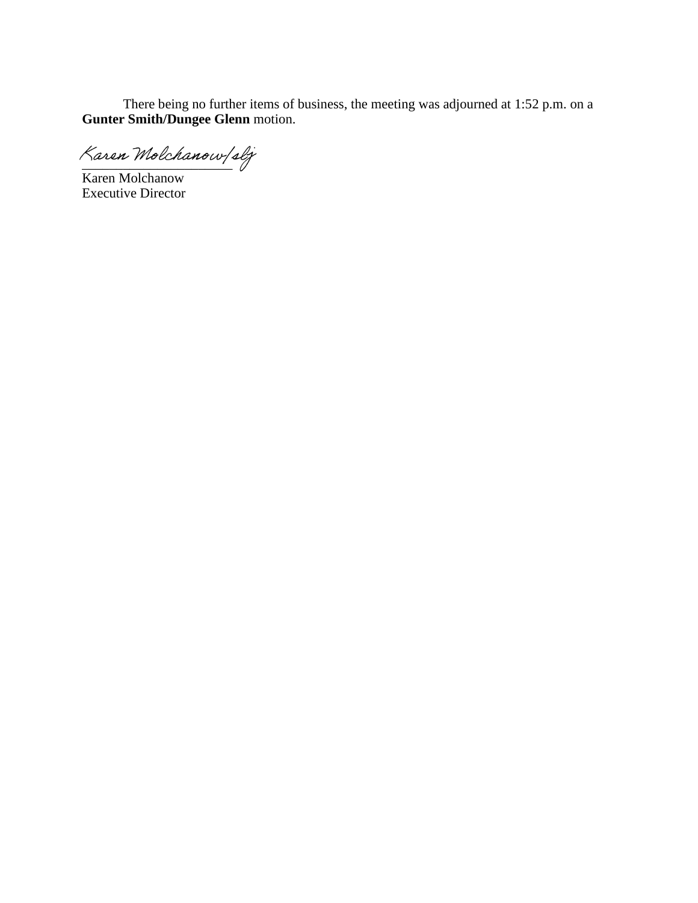There being no further items of business, the meeting was adjourned at 1:52 p.m. on a **Gunter Smith/Dungee Glenn** motion.

Karen Molchanow/slj

Karen Molchanow
Executive Director